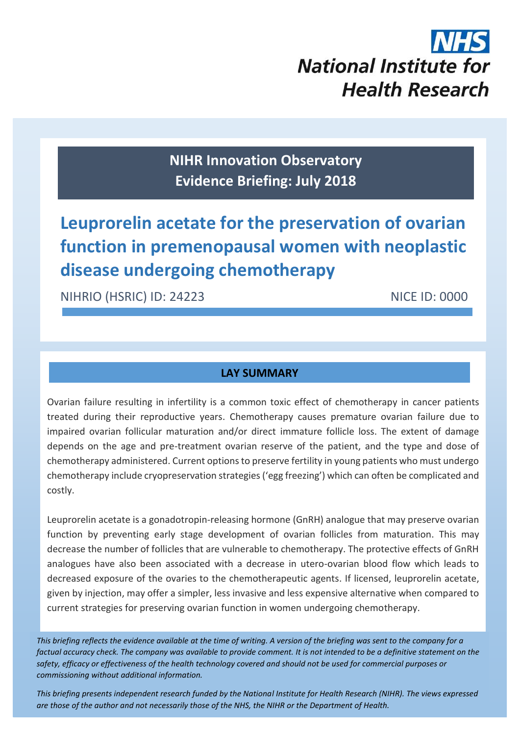NHS
National Institute for Health Research

**NIHR Innovation Observatory**
**Evidence Briefing: July 2018**

# Leuprorelin acetate for the preservation of ovarian function in premenopausal women with neoplastic disease undergoing chemotherapy

NIHRIO (HSRIC) ID: 24223 NICE ID: 0000

## LAY SUMMARY

Ovarian failure resulting in infertility is a common toxic effect of chemotherapy in cancer patients treated during their reproductive years. Chemotherapy causes premature ovarian failure due to impaired ovarian follicular maturation and/or direct immature follicle loss. The extent of damage depends on the age and pre-treatment ovarian reserve of the patient, and the type and dose of chemotherapy administered. Current options to preserve fertility in young patients who must undergo chemotherapy include cryopreservation strategies ('egg freezing') which can often be complicated and costly.

Leuprorelin acetate is a gonadotropin-releasing hormone (GnRH) analogue that may preserve ovarian function by preventing early stage development of ovarian follicles from maturation. This may decrease the number of follicles that are vulnerable to chemotherapy. The protective effects of GnRH analogues have also been associated with a decrease in utero-ovarian blood flow which leads to decreased exposure of the ovaries to the chemotherapeutic agents. If licensed, leuprorelin acetate, given by injection, may offer a simpler, less invasive and less expensive alternative when compared to current strategies for preserving ovarian function in women undergoing chemotherapy.

*This briefing reflects the evidence available at the time of writing. A version of the briefing was sent to the company for a factual accuracy check. The company was available to provide comment. It is not intended to be a definitive statement on the safety, efficacy or effectiveness of the health technology covered and should not be used for commercial purposes or commissioning without additional information.*

*This briefing presents independent research funded by the National Institute for Health Research (NIHR). The views expressed are those of the author and not necessarily those of the NHS, the NIHR or the Department of Health.*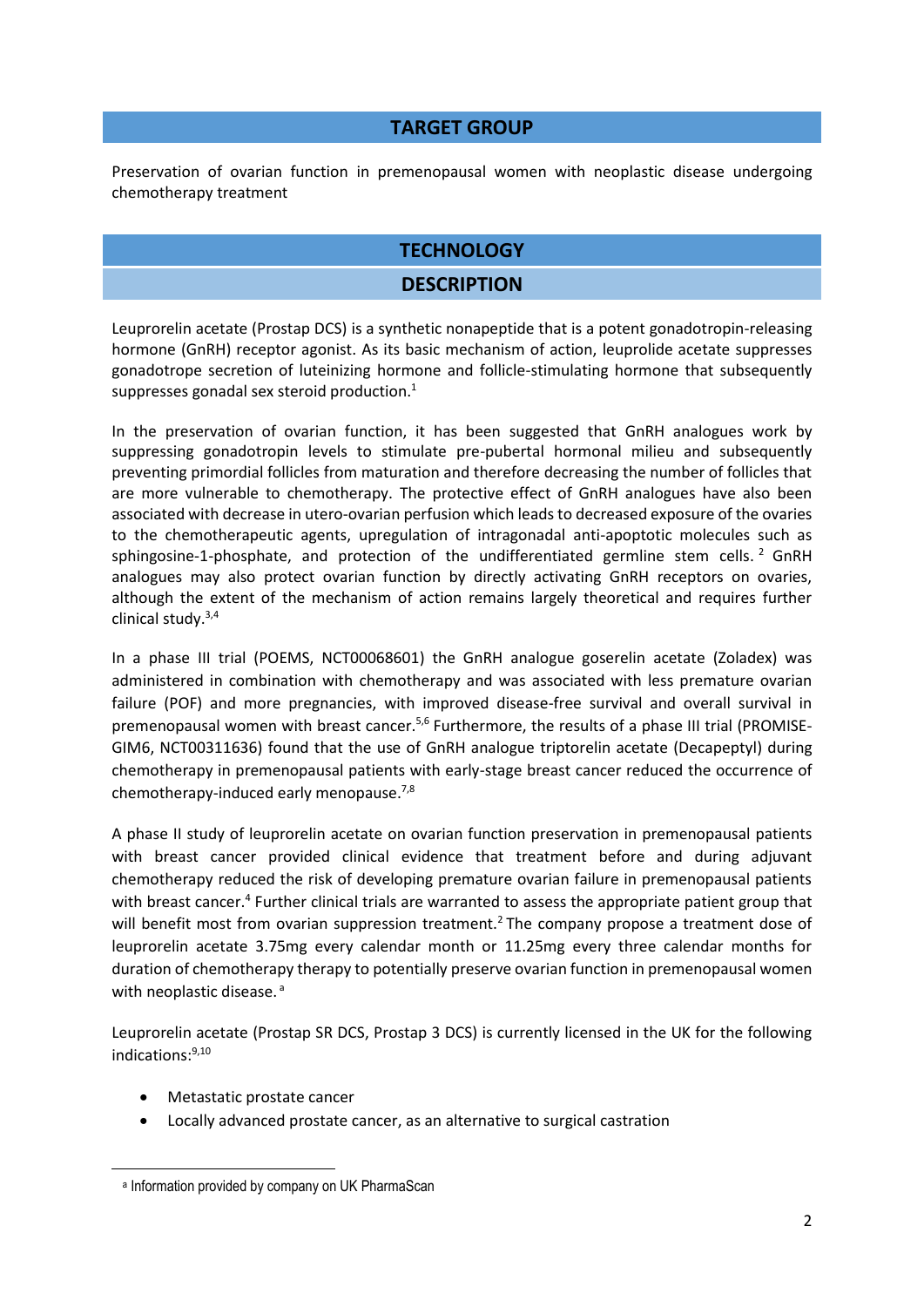## TARGET GROUP

Preservation of ovarian function in premenopausal women with neoplastic disease undergoing chemotherapy treatment

## TECHNOLOGY

### DESCRIPTION

Leuprorelin acetate (Prostap DCS) is a synthetic nonapeptide that is a potent gonadotropin-releasing hormone (GnRH) receptor agonist. As its basic mechanism of action, leuprolide acetate suppresses gonadotrope secretion of luteinizing hormone and follicle-stimulating hormone that subsequently suppresses gonadal sex steroid production.[1]

In the preservation of ovarian function, it has been suggested that GnRH analogues work by suppressing gonadotropin levels to stimulate pre-pubertal hormonal milieu and subsequently preventing primordial follicles from maturation and therefore decreasing the number of follicles that are more vulnerable to chemotherapy. The protective effect of GnRH analogues have also been associated with decrease in utero-ovarian perfusion which leads to decreased exposure of the ovaries to the chemotherapeutic agents, upregulation of intragonadal anti-apoptotic molecules such as sphingosine-1-phosphate, and protection of the undifferentiated germline stem cells.[2] GnRH analogues may also protect ovarian function by directly activating GnRH receptors on ovaries, although the extent of the mechanism of action remains largely theoretical and requires further clinical study.[3,4]

In a phase III trial (POEMS, NCT00068601) the GnRH analogue goserelin acetate (Zoladex) was administered in combination with chemotherapy and was associated with less premature ovarian failure (POF) and more pregnancies, with improved disease-free survival and overall survival in premenopausal women with breast cancer.[5,6] Furthermore, the results of a phase III trial (PROMISE-GIM6, NCT00311636) found that the use of GnRH analogue triptorelin acetate (Decapeptyl) during chemotherapy in premenopausal patients with early-stage breast cancer reduced the occurrence of chemotherapy-induced early menopause.[7,8]

A phase II study of leuprorelin acetate on ovarian function preservation in premenopausal patients with breast cancer provided clinical evidence that treatment before and during adjuvant chemotherapy reduced the risk of developing premature ovarian failure in premenopausal patients with breast cancer.[4] Further clinical trials are warranted to assess the appropriate patient group that will benefit most from ovarian suppression treatment.[2] The company propose a treatment dose of leuprorelin acetate 3.75mg every calendar month or 11.25mg every three calendar months for duration of chemotherapy therapy to potentially preserve ovarian function in premenopausal women with neoplastic disease.[a]

Leuprorelin acetate (Prostap SR DCS, Prostap 3 DCS) is currently licensed in the UK for the following indications:[9,10]

- Metastatic prostate cancer
- Locally advanced prostate cancer, as an alternative to surgical castration

[a] Information provided by company on UK PharmaScan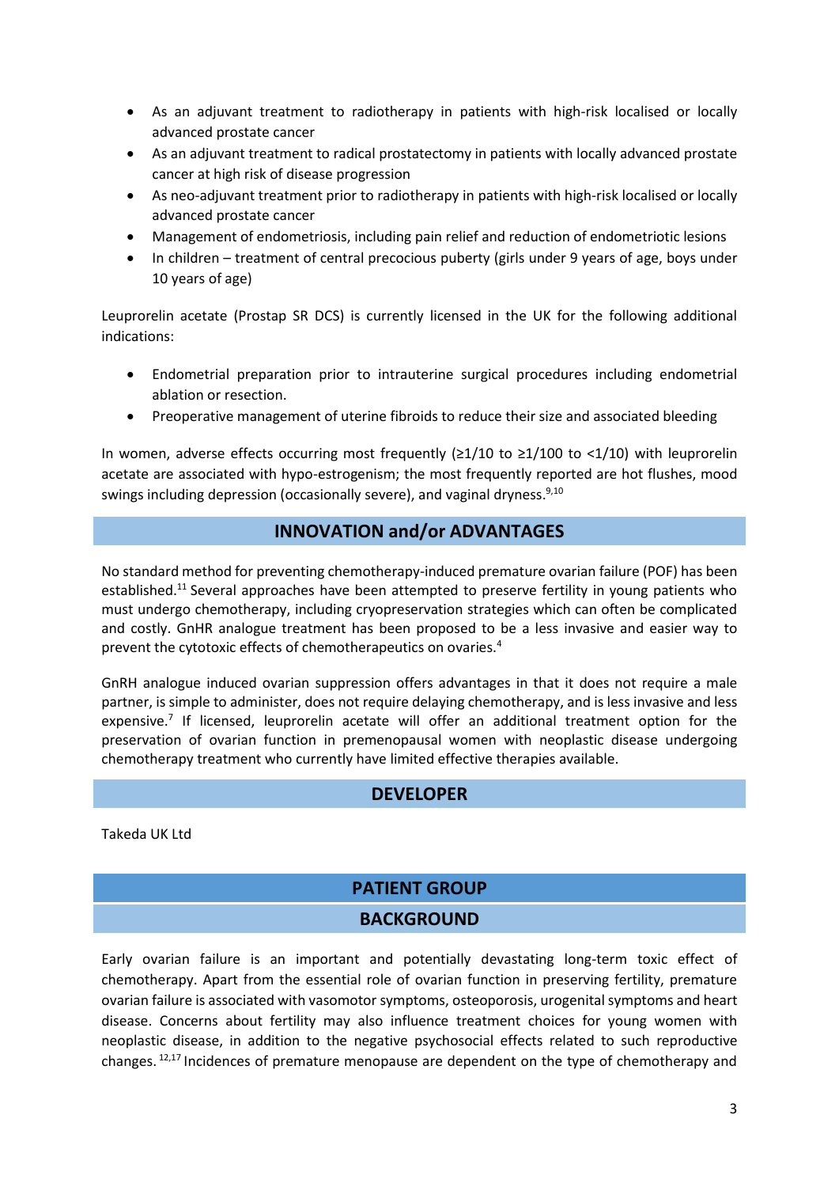- As an adjuvant treatment to radiotherapy in patients with high-risk localised or locally advanced prostate cancer
- As an adjuvant treatment to radical prostatectomy in patients with locally advanced prostate cancer at high risk of disease progression
- As neo-adjuvant treatment prior to radiotherapy in patients with high-risk localised or locally advanced prostate cancer
- Management of endometriosis, including pain relief and reduction of endometriotic lesions
- In children – treatment of central precocious puberty (girls under 9 years of age, boys under 10 years of age)

Leuprorelin acetate (Prostap SR DCS) is currently licensed in the UK for the following additional indications:

- Endometrial preparation prior to intrauterine surgical procedures including endometrial ablation or resection.
- Preoperative management of uterine fibroids to reduce their size and associated bleeding

In women, adverse effects occurring most frequently (≥1/10 to ≥1/100 to <1/10) with leuprorelin acetate are associated with hypo-estrogenism; the most frequently reported are hot flushes, mood swings including depression (occasionally severe), and vaginal dryness.[9,10]

## INNOVATION and/or ADVANTAGES

No standard method for preventing chemotherapy-induced premature ovarian failure (POF) has been established.[11] Several approaches have been attempted to preserve fertility in young patients who must undergo chemotherapy, including cryopreservation strategies which can often be complicated and costly. GnHR analogue treatment has been proposed to be a less invasive and easier way to prevent the cytotoxic effects of chemotherapeutics on ovaries.[4]

GnRH analogue induced ovarian suppression offers advantages in that it does not require a male partner, is simple to administer, does not require delaying chemotherapy, and is less invasive and less expensive.[7] If licensed, leuprorelin acetate will offer an additional treatment option for the preservation of ovarian function in premenopausal women with neoplastic disease undergoing chemotherapy treatment who currently have limited effective therapies available.

## DEVELOPER

Takeda UK Ltd

## PATIENT GROUP

### BACKGROUND

Early ovarian failure is an important and potentially devastating long-term toxic effect of chemotherapy. Apart from the essential role of ovarian function in preserving fertility, premature ovarian failure is associated with vasomotor symptoms, osteoporosis, urogenital symptoms and heart disease. Concerns about fertility may also influence treatment choices for young women with neoplastic disease, in addition to the negative psychosocial effects related to such reproductive changes.[12,17] Incidences of premature menopause are dependent on the type of chemotherapy and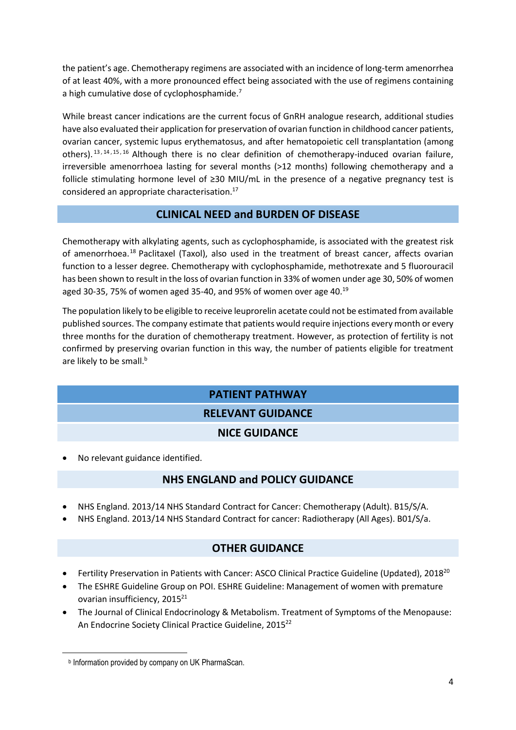the patient's age. Chemotherapy regimens are associated with an incidence of long-term amenorrhea of at least 40%, with a more pronounced effect being associated with the use of regimens containing a high cumulative dose of cyclophosphamide.[7]

While breast cancer indications are the current focus of GnRH analogue research, additional studies have also evaluated their application for preservation of ovarian function in childhood cancer patients, ovarian cancer, systemic lupus erythematosus, and after hematopoietic cell transplantation (among others).[13,14,15,16] Although there is no clear definition of chemotherapy-induced ovarian failure, irreversible amenorrhoea lasting for several months (>12 months) following chemotherapy and a follicle stimulating hormone level of ≥30 MIU/mL in the presence of a negative pregnancy test is considered an appropriate characterisation.[17]

## CLINICAL NEED and BURDEN OF DISEASE

Chemotherapy with alkylating agents, such as cyclophosphamide, is associated with the greatest risk of amenorrhoea.[18] Paclitaxel (Taxol), also used in the treatment of breast cancer, affects ovarian function to a lesser degree. Chemotherapy with cyclophosphamide, methotrexate and 5 fluorouracil has been shown to result in the loss of ovarian function in 33% of women under age 30, 50% of women aged 30-35, 75% of women aged 35-40, and 95% of women over age 40.[19]

The population likely to be eligible to receive leuprorelin acetate could not be estimated from available published sources. The company estimate that patients would require injections every month or every three months for the duration of chemotherapy treatment. However, as protection of fertility is not confirmed by preserving ovarian function in this way, the number of patients eligible for treatment are likely to be small.[b]

## PATIENT PATHWAY

### RELEVANT GUIDANCE

#### NICE GUIDANCE

- No relevant guidance identified.

#### NHS ENGLAND and POLICY GUIDANCE

- NHS England. 2013/14 NHS Standard Contract for Cancer: Chemotherapy (Adult). B15/S/A.
- NHS England. 2013/14 NHS Standard Contract for cancer: Radiotherapy (All Ages). B01/S/a.

#### OTHER GUIDANCE

- Fertility Preservation in Patients with Cancer: ASCO Clinical Practice Guideline (Updated), 2018[20]
- The ESHRE Guideline Group on POI. ESHRE Guideline: Management of women with premature ovarian insufficiency, 2015[21]
- The Journal of Clinical Endocrinology & Metabolism. Treatment of Symptoms of the Menopause: An Endocrine Society Clinical Practice Guideline, 2015[22]

---

[b] Information provided by company on UK PharmaScan.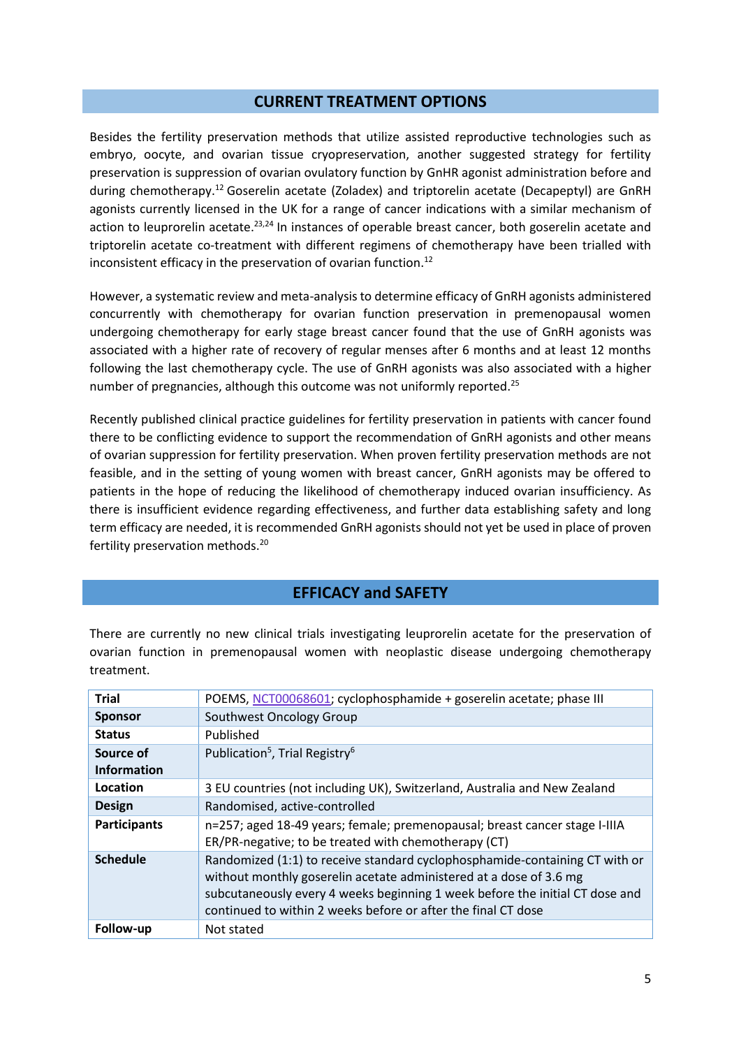## CURRENT TREATMENT OPTIONS

Besides the fertility preservation methods that utilize assisted reproductive technologies such as embryo, oocyte, and ovarian tissue cryopreservation, another suggested strategy for fertility preservation is suppression of ovarian ovulatory function by GnHR agonist administration before and during chemotherapy.[12] Goserelin acetate (Zoladex) and triptorelin acetate (Decapeptyl) are GnRH agonists currently licensed in the UK for a range of cancer indications with a similar mechanism of action to leuprorelin acetate.[23,24] In instances of operable breast cancer, both goserelin acetate and triptorelin acetate co-treatment with different regimens of chemotherapy have been trialled with inconsistent efficacy in the preservation of ovarian function.[12]

However, a systematic review and meta-analysis to determine efficacy of GnRH agonists administered concurrently with chemotherapy for ovarian function preservation in premenopausal women undergoing chemotherapy for early stage breast cancer found that the use of GnRH agonists was associated with a higher rate of recovery of regular menses after 6 months and at least 12 months following the last chemotherapy cycle. The use of GnRH agonists was also associated with a higher number of pregnancies, although this outcome was not uniformly reported.[25]

Recently published clinical practice guidelines for fertility preservation in patients with cancer found there to be conflicting evidence to support the recommendation of GnRH agonists and other means of ovarian suppression for fertility preservation. When proven fertility preservation methods are not feasible, and in the setting of young women with breast cancer, GnRH agonists may be offered to patients in the hope of reducing the likelihood of chemotherapy induced ovarian insufficiency. As there is insufficient evidence regarding effectiveness, and further data establishing safety and long term efficacy are needed, it is recommended GnRH agonists should not yet be used in place of proven fertility preservation methods.[20]

## EFFICACY and SAFETY

There are currently no new clinical trials investigating leuprorelin acetate for the preservation of ovarian function in premenopausal women with neoplastic disease undergoing chemotherapy treatment.

| **Trial** | POEMS, NCT00068601; cyclophosphamide + goserelin acetate; phase III |
|---|---|
| **Sponsor** | Southwest Oncology Group |
| **Status** | Published |
| **Source of Information** | Publication[5], Trial Registry[6] |
| **Location** | 3 EU countries (not including UK), Switzerland, Australia and New Zealand |
| **Design** | Randomised, active-controlled |
| **Participants** | n=257; aged 18-49 years; female; premenopausal; breast cancer stage I-IIIA ER/PR-negative; to be treated with chemotherapy (CT) |
| **Schedule** | Randomized (1:1) to receive standard cyclophosphamide-containing CT with or without monthly goserelin acetate administered at a dose of 3.6 mg subcutaneously every 4 weeks beginning 1 week before the initial CT dose and continued to within 2 weeks before or after the final CT dose |
| **Follow-up** | Not stated |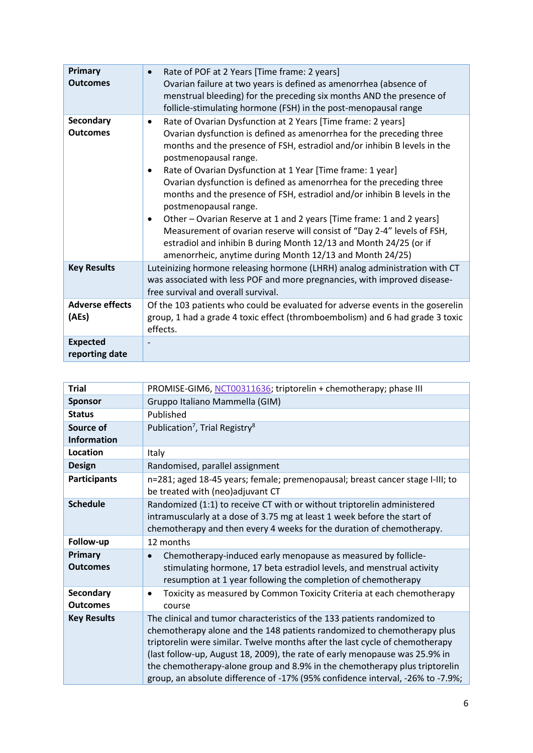| | |
|---|---|
| **Primary Outcomes** | • Rate of POF at 2 Years [Time frame: 2 years]<br>Ovarian failure at two years is defined as amenorrhea (absence of menstrual bleeding) for the preceding six months AND the presence of follicle-stimulating hormone (FSH) in the post-menopausal range |
| **Secondary Outcomes** | • Rate of Ovarian Dysfunction at 2 Years [Time frame: 2 years]<br>Ovarian dysfunction is defined as amenorrhea for the preceding three months and the presence of FSH, estradiol and/or inhibin B levels in the postmenopausal range.<br>• Rate of Ovarian Dysfunction at 1 Year [Time frame: 1 year]<br>Ovarian dysfunction is defined as amenorrhea for the preceding three months and the presence of FSH, estradiol and/or inhibin B levels in the postmenopausal range.<br>• Other – Ovarian Reserve at 1 and 2 years [Time frame: 1 and 2 years]<br>Measurement of ovarian reserve will consist of "Day 2-4" levels of FSH, estradiol and inhibin B during Month 12/13 and Month 24/25 (or if amenorrheic, anytime during Month 12/13 and Month 24/25) |
| **Key Results** | Luteinizing hormone releasing hormone (LHRH) analog administration with CT was associated with less POF and more pregnancies, with improved disease-free survival and overall survival. |
| **Adverse effects (AEs)** | Of the 103 patients who could be evaluated for adverse events in the goserelin group, 1 had a grade 4 toxic effect (thromboembolism) and 6 had grade 3 toxic effects. |
| **Expected reporting date** | - |

| | |
|---|---|
| **Trial** | PROMISE-GIM6, NCT00311636; triptorelin + chemotherapy; phase III |
| **Sponsor** | Gruppo Italiano Mammella (GIM) |
| **Status** | Published |
| **Source of Information** | Publication[7], Trial Registry[8] |
| **Location** | Italy |
| **Design** | Randomised, parallel assignment |
| **Participants** | n=281; aged 18-45 years; female; premenopausal; breast cancer stage I-III; to be treated with (neo)adjuvant CT |
| **Schedule** | Randomized (1:1) to receive CT with or without triptorelin administered intramuscularly at a dose of 3.75 mg at least 1 week before the start of chemotherapy and then every 4 weeks for the duration of chemotherapy. |
| **Follow-up** | 12 months |
| **Primary Outcomes** | • Chemotherapy-induced early menopause as measured by follicle-stimulating hormone, 17 beta estradiol levels, and menstrual activity resumption at 1 year following the completion of chemotherapy |
| **Secondary Outcomes** | • Toxicity as measured by Common Toxicity Criteria at each chemotherapy course |
| **Key Results** | The clinical and tumor characteristics of the 133 patients randomized to chemotherapy alone and the 148 patients randomized to chemotherapy plus triptorelin were similar. Twelve months after the last cycle of chemotherapy (last follow-up, August 18, 2009), the rate of early menopause was 25.9% in the chemotherapy-alone group and 8.9% in the chemotherapy plus triptorelin group, an absolute difference of -17% (95% confidence interval, -26% to -7.9%; |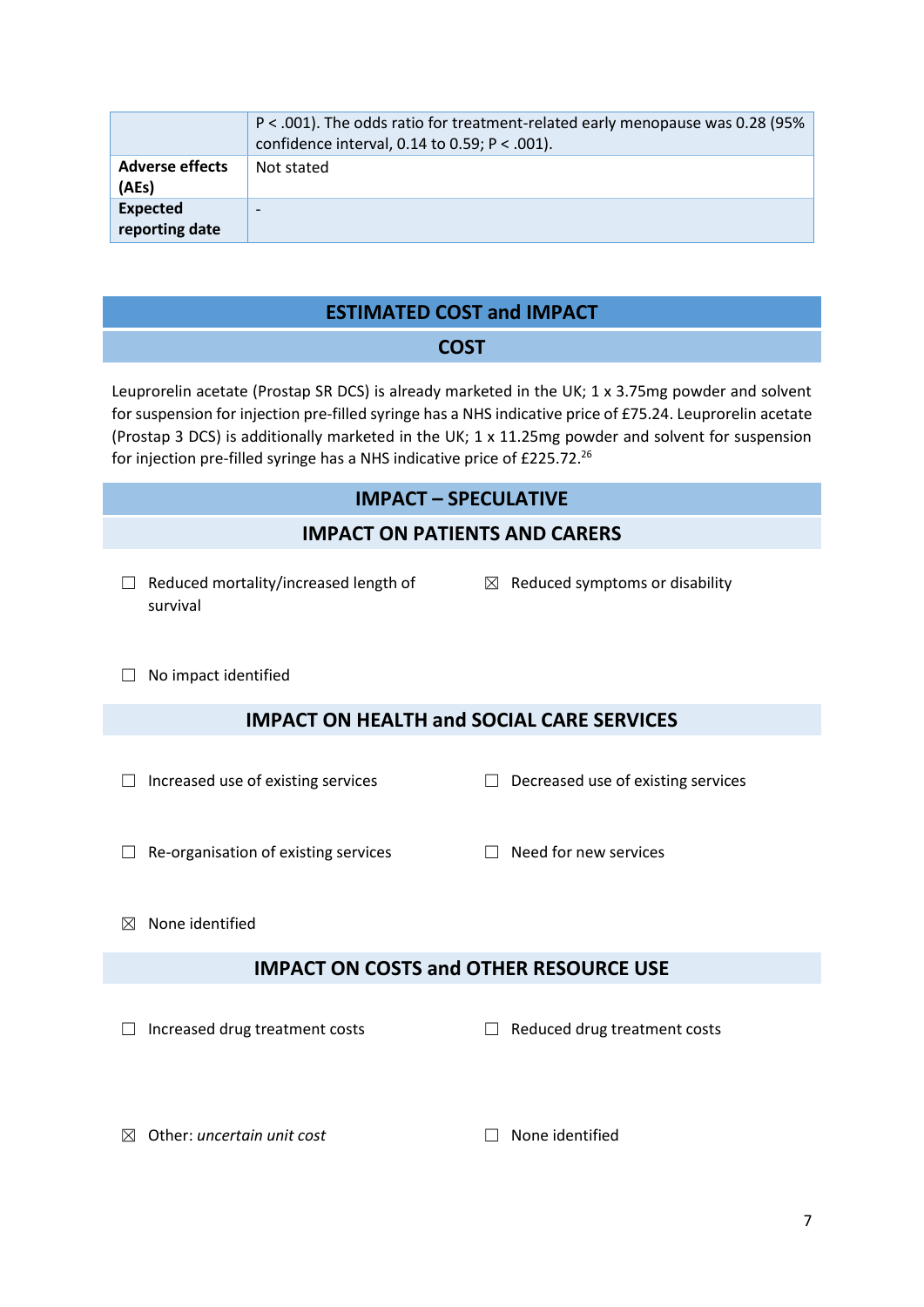|  |  |
|---|---|
|  | $P < .001$). The odds ratio for treatment-related early menopause was 0.28 (95% confidence interval, 0.14 to 0.59; $P < .001$). |
| **Adverse effects (AEs)** | Not stated |
| **Expected reporting date** | - |

## ESTIMATED COST and IMPACT

### COST

Leuprorelin acetate (Prostap SR DCS) is already marketed in the UK; 1 x 3.75mg powder and solvent for suspension for injection pre-filled syringe has a NHS indicative price of £75.24. Leuprorelin acetate (Prostap 3 DCS) is additionally marketed in the UK; 1 x 11.25mg powder and solvent for suspension for injection pre-filled syringe has a NHS indicative price of £225.72.[26]

### IMPACT – SPECULATIVE

### IMPACT ON PATIENTS AND CARERS

☐ Reduced mortality/increased length of survival

☒ Reduced symptoms or disability

☐ No impact identified

### IMPACT ON HEALTH and SOCIAL CARE SERVICES

☐ Increased use of existing services

☐ Decreased use of existing services

☐ Re-organisation of existing services

☐ Need for new services

☒ None identified

### IMPACT ON COSTS and OTHER RESOURCE USE

☐ Increased drug treatment costs

☐ Reduced drug treatment costs

☒ Other: *uncertain unit cost*

☐ None identified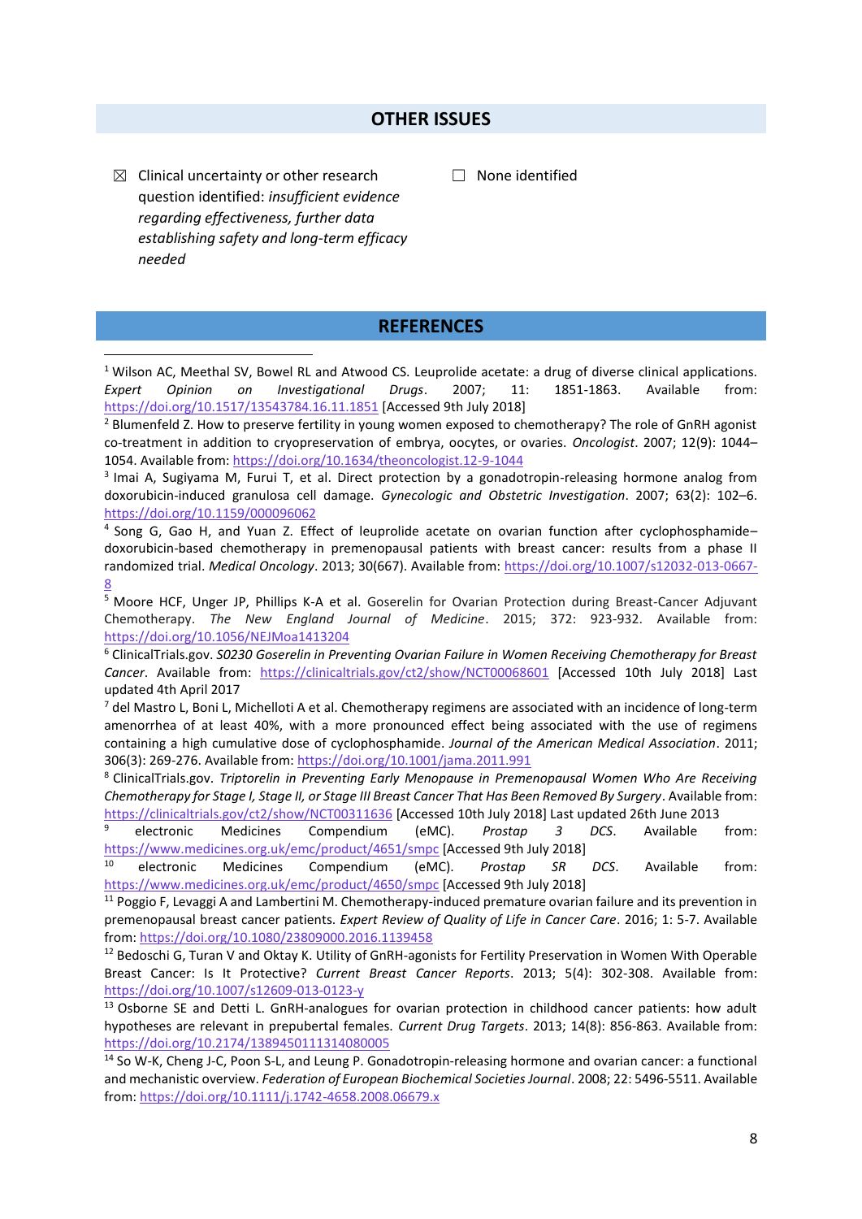## OTHER ISSUES

☒ Clinical uncertainty or other research question identified: *insufficient evidence regarding effectiveness, further data establishing safety and long-term efficacy needed*

☐ None identified

## REFERENCES

[1] Wilson AC, Meethal SV, Bowel RL and Atwood CS. Leuprolide acetate: a drug of diverse clinical applications. *Expert Opinion on Investigational Drugs*. 2007; 11: 1851-1863. Available from: https://doi.org/10.1517/13543784.16.11.1851 [Accessed 9th July 2018]

[2] Blumenfeld Z. How to preserve fertility in young women exposed to chemotherapy? The role of GnRH agonist co-treatment in addition to cryopreservation of embrya, oocytes, or ovaries. *Oncologist*. 2007; 12(9): 1044–1054. Available from: https://doi.org/10.1634/theoncologist.12-9-1044

[3] Imai A, Sugiyama M, Furui T, et al. Direct protection by a gonadotropin-releasing hormone analog from doxorubicin-induced granulosa cell damage. *Gynecologic and Obstetric Investigation*. 2007; 63(2): 102–6. https://doi.org/10.1159/000096062

[4] Song G, Gao H, and Yuan Z. Effect of leuprolide acetate on ovarian function after cyclophosphamide–doxorubicin-based chemotherapy in premenopausal patients with breast cancer: results from a phase II randomized trial. *Medical Oncology*. 2013; 30(667). Available from: https://doi.org/10.1007/s12032-013-0667-8

[5] Moore HCF, Unger JP, Phillips K-A et al. Goserelin for Ovarian Protection during Breast-Cancer Adjuvant Chemotherapy. *The New England Journal of Medicine*. 2015; 372: 923-932. Available from: https://doi.org/10.1056/NEJMoa1413204

[6] ClinicalTrials.gov. *S0230 Goserelin in Preventing Ovarian Failure in Women Receiving Chemotherapy for Breast Cancer*. Available from: https://clinicaltrials.gov/ct2/show/NCT00068601 [Accessed 10th July 2018] Last updated 4th April 2017

[7] del Mastro L, Boni L, Michelloti A et al. Chemotherapy regimens are associated with an incidence of long-term amenorrhea of at least 40%, with a more pronounced effect being associated with the use of regimens containing a high cumulative dose of cyclophosphamide. *Journal of the American Medical Association*. 2011; 306(3): 269-276. Available from: https://doi.org/10.1001/jama.2011.991

[8] ClinicalTrials.gov. *Triptorelin in Preventing Early Menopause in Premenopausal Women Who Are Receiving Chemotherapy for Stage I, Stage II, or Stage III Breast Cancer That Has Been Removed By Surgery*. Available from: https://clinicaltrials.gov/ct2/show/NCT00311636 [Accessed 10th July 2018] Last updated 26th June 2013

[9] electronic Medicines Compendium (eMC). *Prostap 3 DCS*. Available from: https://www.medicines.org.uk/emc/product/4651/smpc [Accessed 9th July 2018]

[10] electronic Medicines Compendium (eMC). *Prostap SR DCS*. Available from: https://www.medicines.org.uk/emc/product/4650/smpc [Accessed 9th July 2018]

[11] Poggio F, Levaggi A and Lambertini M. Chemotherapy-induced premature ovarian failure and its prevention in premenopausal breast cancer patients. *Expert Review of Quality of Life in Cancer Care*. 2016; 1: 5-7. Available from: https://doi.org/10.1080/23809000.2016.1139458

[12] Bedoschi G, Turan V and Oktay K. Utility of GnRH-agonists for Fertility Preservation in Women With Operable Breast Cancer: Is It Protective? *Current Breast Cancer Reports*. 2013; 5(4): 302-308. Available from: https://doi.org/10.1007/s12609-013-0123-y

[13] Osborne SE and Detti L. GnRH-analogues for ovarian protection in childhood cancer patients: how adult hypotheses are relevant in prepubertal females. *Current Drug Targets*. 2013; 14(8): 856-863. Available from: https://doi.org/10.2174/1389450111314080005

[14] So W-K, Cheng J-C, Poon S-L, and Leung P. Gonadotropin-releasing hormone and ovarian cancer: a functional and mechanistic overview. *Federation of European Biochemical Societies Journal*. 2008; 22: 5496-5511. Available from: https://doi.org/10.1111/j.1742-4658.2008.06679.x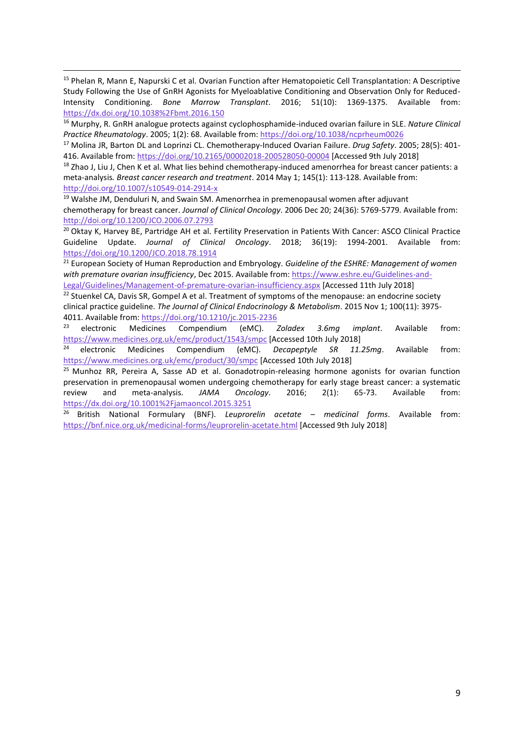[15] Phelan R, Mann E, Napurski C et al. Ovarian Function after Hematopoietic Cell Transplantation: A Descriptive Study Following the Use of GnRH Agonists for Myeloablative Conditioning and Observation Only for Reduced-Intensity Conditioning. *Bone Marrow Transplant*. 2016; 51(10): 1369-1375. Available from: https://dx.doi.org/10.1038%2Fbmt.2016.150

[16] Murphy, R. GnRH analogue protects against cyclophosphamide-induced ovarian failure in SLE. *Nature Clinical Practice Rheumatology*. 2005; 1(2): 68. Available from: https://doi.org/10.1038/ncprheum0026

[17] Molina JR, Barton DL and Loprinzi CL. Chemotherapy-Induced Ovarian Failure. *Drug Safety*. 2005; 28(5): 401-416. Available from: https://doi.org/10.2165/00002018-200528050-00004 [Accessed 9th July 2018]

[18] Zhao J, Liu J, Chen K et al. What lies behind chemotherapy-induced amenorrhea for breast cancer patients: a meta-analysis. *Breast cancer research and treatment*. 2014 May 1; 145(1): 113-128. Available from: http://doi.org/10.1007/s10549-014-2914-x

[19] Walshe JM, Denduluri N, and Swain SM. Amenorrhea in premenopausal women after adjuvant chemotherapy for breast cancer. *Journal of Clinical Oncology*. 2006 Dec 20; 24(36): 5769-5779. Available from: http://doi.org/10.1200/JCO.2006.07.2793

[20] Oktay K, Harvey BE, Partridge AH et al. Fertility Preservation in Patients With Cancer: ASCO Clinical Practice Guideline Update. *Journal of Clinical Oncology*. 2018; 36(19): 1994-2001. Available from: https://doi.org/10.1200/JCO.2018.78.1914

[21] European Society of Human Reproduction and Embryology. *Guideline of the ESHRE: Management of women with premature ovarian insufficiency*, Dec 2015. Available from: https://www.eshre.eu/Guidelines-and-Legal/Guidelines/Management-of-premature-ovarian-insufficiency.aspx [Accessed 11th July 2018]

[22] Stuenkel CA, Davis SR, Gompel A et al. Treatment of symptoms of the menopause: an endocrine society clinical practice guideline. *The Journal of Clinical Endocrinology & Metabolism*. 2015 Nov 1; 100(11): 3975-4011. Available from: https://doi.org/10.1210/jc.2015-2236

[23] electronic Medicines Compendium (eMC). *Zoladex 3.6mg implant*. Available from: https://www.medicines.org.uk/emc/product/1543/smpc [Accessed 10th July 2018]

[24] electronic Medicines Compendium (eMC). *Decapeptyle SR 11.25mg*. Available from: https://www.medicines.org.uk/emc/product/30/smpc [Accessed 10th July 2018]

[25] Munhoz RR, Pereira A, Sasse AD et al. Gonadotropin-releasing hormone agonists for ovarian function preservation in premenopausal women undergoing chemotherapy for early stage breast cancer: a systematic review and meta-analysis. *JAMA Oncology*. 2016; 2(1): 65-73. Available from: https://dx.doi.org/10.1001%2Fjamaoncol.2015.3251

[26] British National Formulary (BNF). *Leuprorelin acetate – medicinal forms*. Available from: https://bnf.nice.org.uk/medicinal-forms/leuprorelin-acetate.html [Accessed 9th July 2018]